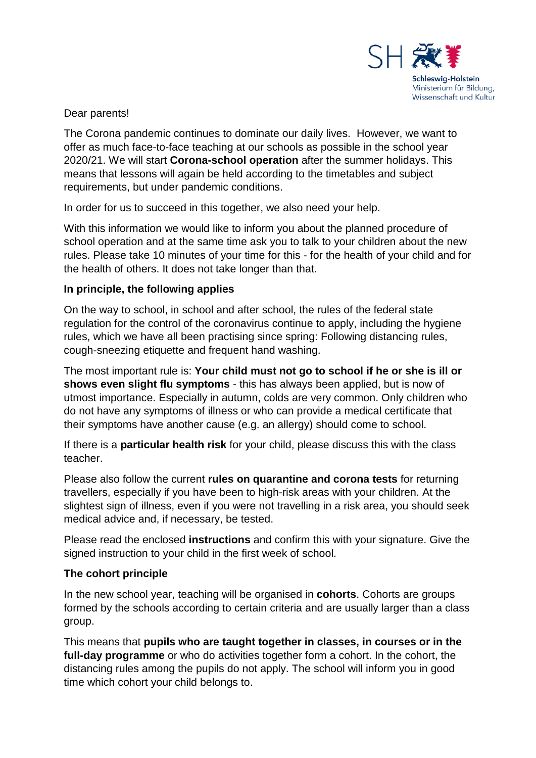Schleswig-Holstein
Ministerium für Bildung, Wissenschaft und Kultur

Dear parents!

The Corona pandemic continues to dominate our daily lives. However, we want to offer as much face-to-face teaching at our schools as possible in the school year 2020/21. We will start **Corona-school operation** after the summer holidays. This means that lessons will again be held according to the timetables and subject requirements, but under pandemic conditions.

In order for us to succeed in this together, we also need your help.

With this information we would like to inform you about the planned procedure of school operation and at the same time ask you to talk to your children about the new rules. Please take 10 minutes of your time for this - for the health of your child and for the health of others. It does not take longer than that.

### In principle, the following applies

On the way to school, in school and after school, the rules of the federal state regulation for the control of the coronavirus continue to apply, including the hygiene rules, which we have all been practising since spring: Following distancing rules, cough-sneezing etiquette and frequent hand washing.

The most important rule is: **Your child must not go to school if he or she is ill or shows even slight flu symptoms** - this has always been applied, but is now of utmost importance. Especially in autumn, colds are very common. Only children who do not have any symptoms of illness or who can provide a medical certificate that their symptoms have another cause (e.g. an allergy) should come to school.

If there is a **particular health risk** for your child, please discuss this with the class teacher.

Please also follow the current **rules on quarantine and corona tests** for returning travellers, especially if you have been to high-risk areas with your children. At the slightest sign of illness, even if you were not travelling in a risk area, you should seek medical advice and, if necessary, be tested.

Please read the enclosed **instructions** and confirm this with your signature. Give the signed instruction to your child in the first week of school.

### The cohort principle

In the new school year, teaching will be organised in **cohorts**. Cohorts are groups formed by the schools according to certain criteria and are usually larger than a class group.

This means that **pupils who are taught together in classes, in courses or in the full-day programme** or who do activities together form a cohort. In the cohort, the distancing rules among the pupils do not apply. The school will inform you in good time which cohort your child belongs to.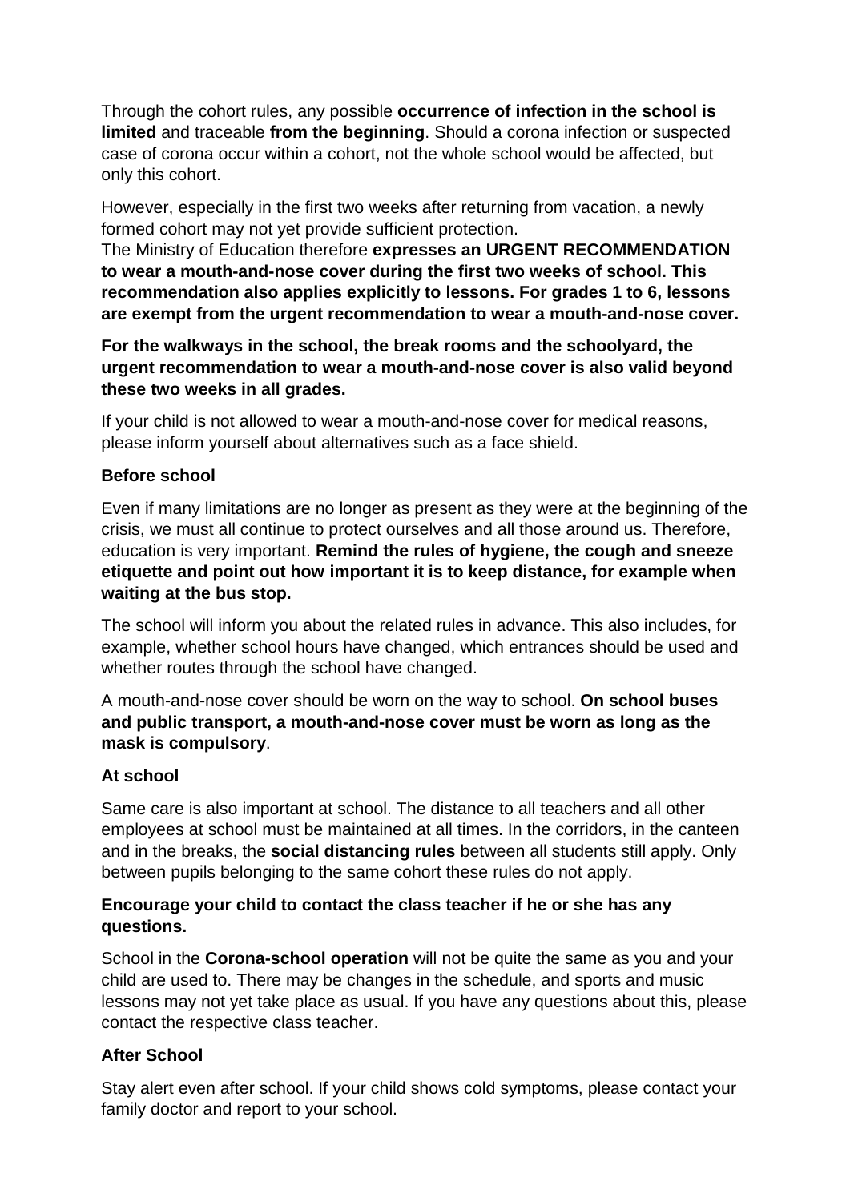Through the cohort rules, any possible **occurrence of infection in the school is limited** and traceable **from the beginning**. Should a corona infection or suspected case of corona occur within a cohort, not the whole school would be affected, but only this cohort.

However, especially in the first two weeks after returning from vacation, a newly formed cohort may not yet provide sufficient protection.
The Ministry of Education therefore **expresses an URGENT RECOMMENDATION to wear a mouth-and-nose cover during the first two weeks of school. This recommendation also applies explicitly to lessons. For grades 1 to 6, lessons are exempt from the urgent recommendation to wear a mouth-and-nose cover.**

**For the walkways in the school, the break rooms and the schoolyard, the urgent recommendation to wear a mouth-and-nose cover is also valid beyond these two weeks in all grades.**

If your child is not allowed to wear a mouth-and-nose cover for medical reasons, please inform yourself about alternatives such as a face shield.

**Before school**

Even if many limitations are no longer as present as they were at the beginning of the crisis, we must all continue to protect ourselves and all those around us. Therefore, education is very important. **Remind the rules of hygiene, the cough and sneeze etiquette and point out how important it is to keep distance, for example when waiting at the bus stop.**

The school will inform you about the related rules in advance. This also includes, for example, whether school hours have changed, which entrances should be used and whether routes through the school have changed.

A mouth-and-nose cover should be worn on the way to school. **On school buses and public transport, a mouth-and-nose cover must be worn as long as the mask is compulsory**.

**At school**

Same care is also important at school. The distance to all teachers and all other employees at school must be maintained at all times. In the corridors, in the canteen and in the breaks, the **social distancing rules** between all students still apply. Only between pupils belonging to the same cohort these rules do not apply.

**Encourage your child to contact the class teacher if he or she has any questions.**

School in the **Corona-school operation** will not be quite the same as you and your child are used to. There may be changes in the schedule, and sports and music lessons may not yet take place as usual. If you have any questions about this, please contact the respective class teacher.

**After School**

Stay alert even after school. If your child shows cold symptoms, please contact your family doctor and report to your school.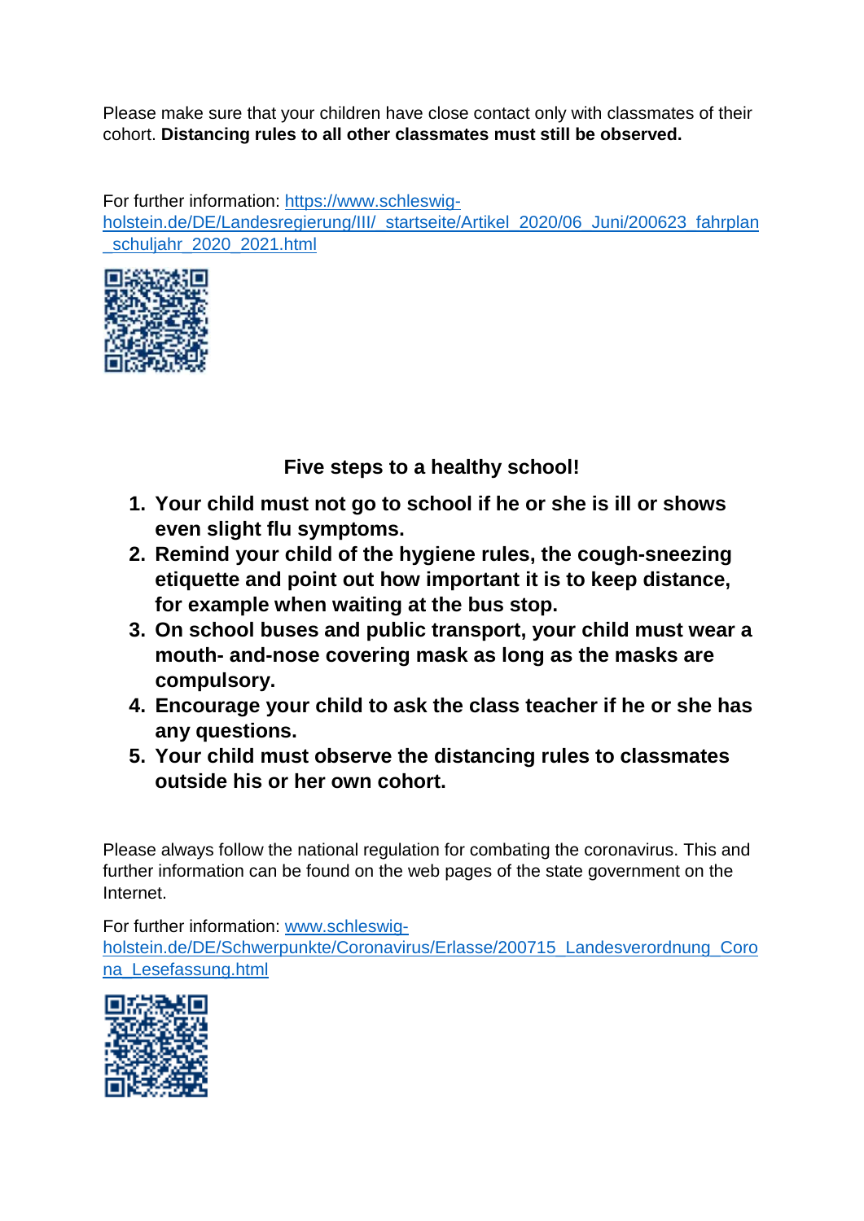Please make sure that your children have close contact only with classmates of their cohort. **Distancing rules to all other classmates must still be observed.**

For further information: [https://www.schleswig-holstein.de/DE/Landesregierung/III/_startseite/Artikel_2020/06_Juni/200623_fahrplan_schuljahr_2020_2021.html](https://www.schleswig-holstein.de/DE/Landesregierung/III/_startseite/Artikel_2020/06_Juni/200623_fahrplan_schuljahr_2020_2021.html)

## Five steps to a healthy school!

1. **Your child must not go to school if he or she is ill or shows even slight flu symptoms.**
2. **Remind your child of the hygiene rules, the cough-sneezing etiquette and point out how important it is to keep distance, for example when waiting at the bus stop.**
3. **On school buses and public transport, your child must wear a mouth- and-nose covering mask as long as the masks are compulsory.**
4. **Encourage your child to ask the class teacher if he or she has any questions.**
5. **Your child must observe the distancing rules to classmates outside his or her own cohort.**

Please always follow the national regulation for combating the coronavirus. This and further information can be found on the web pages of the state government on the Internet.

For further information: [www.schleswig-holstein.de/DE/Schwerpunkte/Coronavirus/Erlasse/200715_Landesverordnung_Corona_Lesefassung.html](www.schleswig-holstein.de/DE/Schwerpunkte/Coronavirus/Erlasse/200715_Landesverordnung_Corona_Lesefassung.html)